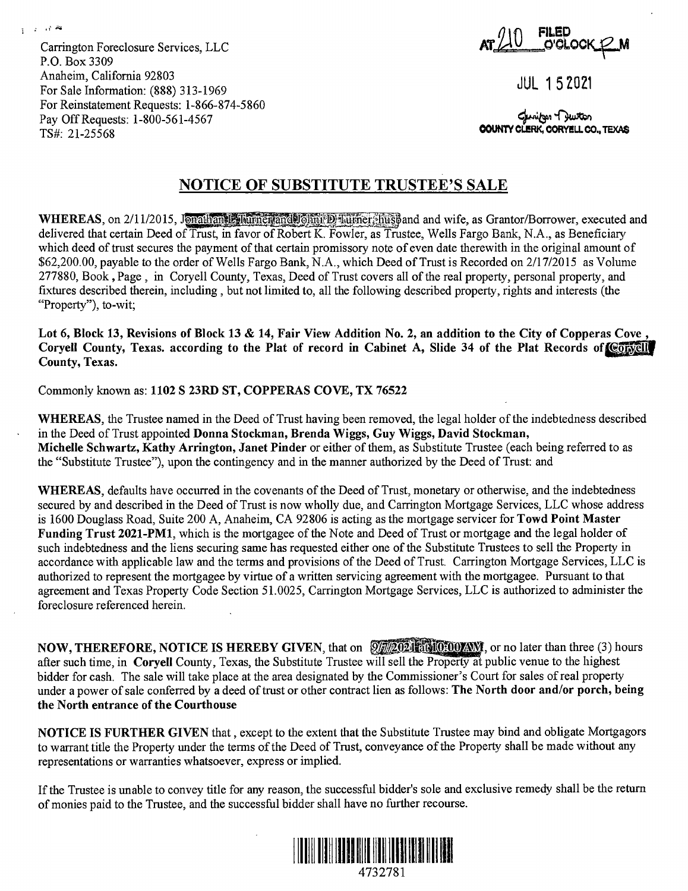Carrington Foreclosure Services, LLC
P.O. Box 3309
Anaheim, California 92803
For Sale Information: (888) 313-1969
For Reinstatement Requests: 1-866-874-5860
Pay Off Requests: 1-800-561-4567
TS#: 21-25568

FILED
AT 210 O'CLOCK P M

JUL 15 2021

COUNTY CLERK, CORYELL CO., TEXAS

## NOTICE OF SUBSTITUTE TRUSTEE'S SALE

**WHEREAS**, on 2/11/2015, Jonathan L Turner and Johni D Turner, husband and wife, as Grantor/Borrower, executed and delivered that certain Deed of Trust, in favor of Robert K. Fowler, as Trustee, Wells Fargo Bank, N.A., as Beneficiary which deed of trust secures the payment of that certain promissory note of even date therewith in the original amount of $62,200.00, payable to the order of Wells Fargo Bank, N.A., which Deed of Trust is Recorded on 2/17/2015 as Volume 277880, Book , Page , in Coryell County, Texas, Deed of Trust covers all of the real property, personal property, and fixtures described therein, including , but not limited to, all the following described property, rights and interests (the "Property"), to-wit;

**Lot 6, Block 13, Revisions of Block 13 & 14, Fair View Addition No. 2, an addition to the City of Copperas Cove , Coryell County, Texas. according to the Plat of record in Cabinet A, Slide 34 of the Plat Records of Coryell County, Texas.**

Commonly known as: **1102 S 23RD ST, COPPERAS COVE, TX 76522**

**WHEREAS**, the Trustee named in the Deed of Trust having been removed, the legal holder of the indebtedness described in the Deed of Trust appointed **Donna Stockman, Brenda Wiggs, Guy Wiggs, David Stockman, Michelle Schwartz, Kathy Arrington, Janet Pinder** or either of them, as Substitute Trustee (each being referred to as the "Substitute Trustee"), upon the contingency and in the manner authorized by the Deed of Trust: and

**WHEREAS**, defaults have occurred in the covenants of the Deed of Trust, monetary or otherwise, and the indebtedness secured by and described in the Deed of Trust is now wholly due, and Carrington Mortgage Services, LLC whose address is 1600 Douglass Road, Suite 200 A, Anaheim, CA 92806 is acting as the mortgage servicer for **Towd Point Master Funding Trust 2021-PM1**, which is the mortgagee of the Note and Deed of Trust or mortgage and the legal holder of such indebtedness and the liens securing same has requested either one of the Substitute Trustees to sell the Property in accordance with applicable law and the terms and provisions of the Deed of Trust. Carrington Mortgage Services, LLC is authorized to represent the mortgagee by virtue of a written servicing agreement with the mortgagee. Pursuant to that agreement and Texas Property Code Section 51.0025, Carrington Mortgage Services, LLC is authorized to administer the foreclosure referenced herein.

**NOW, THEREFORE, NOTICE IS HEREBY GIVEN**, that on **9/7/2021 at 10:00 AM**, or no later than three (3) hours after such time, in **Coryell** County, Texas, the Substitute Trustee will sell the Property at public venue to the highest bidder for cash. The sale will take place at the area designated by the Commissioner's Court for sales of real property under a power of sale conferred by a deed of trust or other contract lien as follows: **The North door and/or porch, being the North entrance of the Courthouse**

**NOTICE IS FURTHER GIVEN** that , except to the extent that the Substitute Trustee may bind and obligate Mortgagors to warrant title the Property under the terms of the Deed of Trust, conveyance of the Property shall be made without any representations or warranties whatsoever, express or implied.

If the Trustee is unable to convey title for any reason, the successful bidder's sole and exclusive remedy shall be the return of monies paid to the Trustee, and the successful bidder shall have no further recourse.

4732781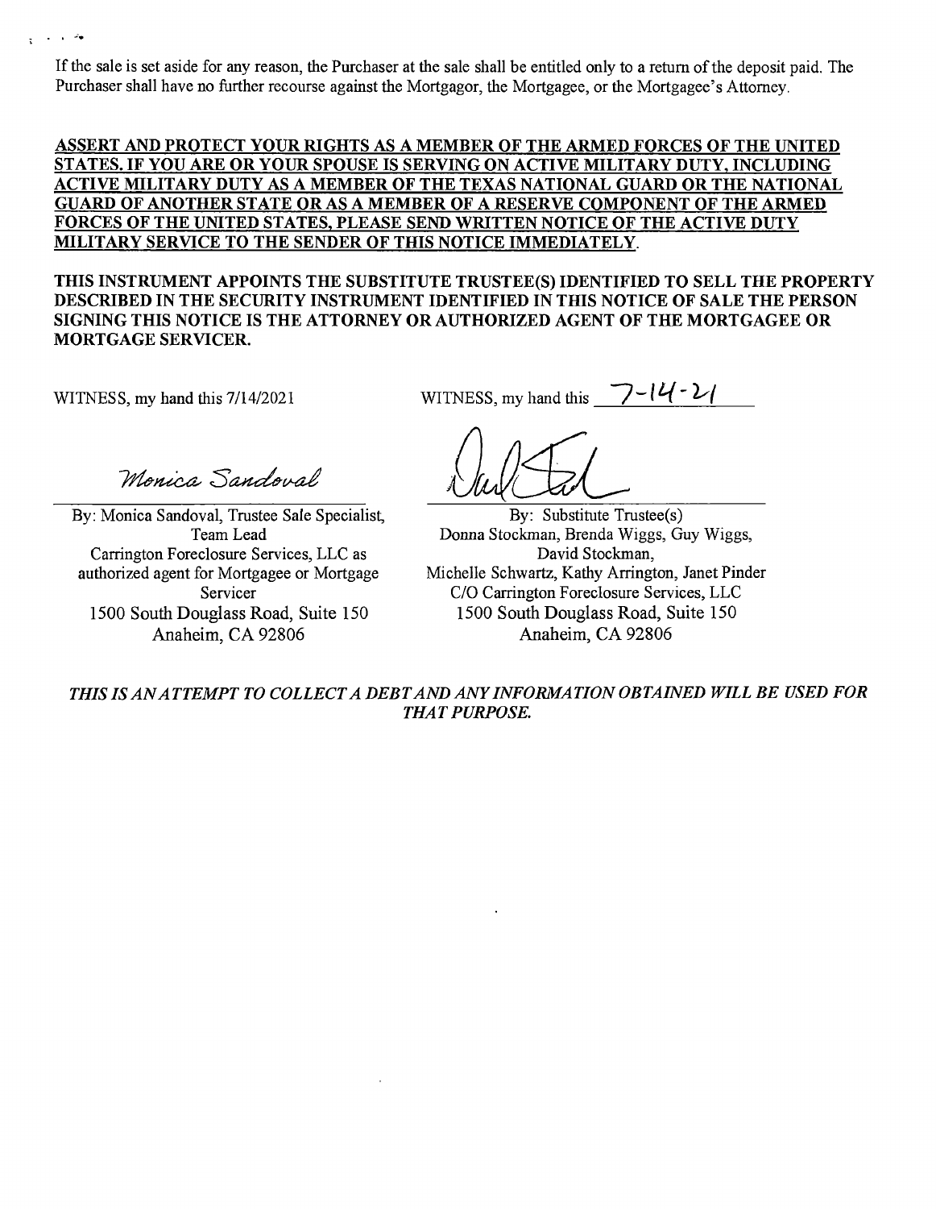If the sale is set aside for any reason, the Purchaser at the sale shall be entitled only to a return of the deposit paid. The Purchaser shall have no further recourse against the Mortgagor, the Mortgagee, or the Mortgagee's Attorney.

**ASSERT AND PROTECT YOUR RIGHTS AS A MEMBER OF THE ARMED FORCES OF THE UNITED STATES. IF YOU ARE OR YOUR SPOUSE IS SERVING ON ACTIVE MILITARY DUTY, INCLUDING ACTIVE MILITARY DUTY AS A MEMBER OF THE TEXAS NATIONAL GUARD OR THE NATIONAL GUARD OF ANOTHER STATE OR AS A MEMBER OF A RESERVE COMPONENT OF THE ARMED FORCES OF THE UNITED STATES, PLEASE SEND WRITTEN NOTICE OF THE ACTIVE DUTY MILITARY SERVICE TO THE SENDER OF THIS NOTICE IMMEDIATELY.**

**THIS INSTRUMENT APPOINTS THE SUBSTITUTE TRUSTEE(S) IDENTIFIED TO SELL THE PROPERTY DESCRIBED IN THE SECURITY INSTRUMENT IDENTIFIED IN THIS NOTICE OF SALE THE PERSON SIGNING THIS NOTICE IS THE ATTORNEY OR AUTHORIZED AGENT OF THE MORTGAGEE OR MORTGAGE SERVICER.**

WITNESS, my hand this 7/14/2021

*Monica Sandoval*

By: Monica Sandoval, Trustee Sale Specialist, Team Lead
Carrington Foreclosure Services, LLC as authorized agent for Mortgagee or Mortgage Servicer
1500 South Douglass Road, Suite 150
Anaheim, CA 92806

WITNESS, my hand this 7-14-21

By: Substitute Trustee(s)
Donna Stockman, Brenda Wiggs, Guy Wiggs, David Stockman,
Michelle Schwartz, Kathy Arrington, Janet Pinder
C/O Carrington Foreclosure Services, LLC
1500 South Douglass Road, Suite 150
Anaheim, CA 92806

***THIS IS AN ATTEMPT TO COLLECT A DEBT AND ANY INFORMATION OBTAINED WILL BE USED FOR THAT PURPOSE.***